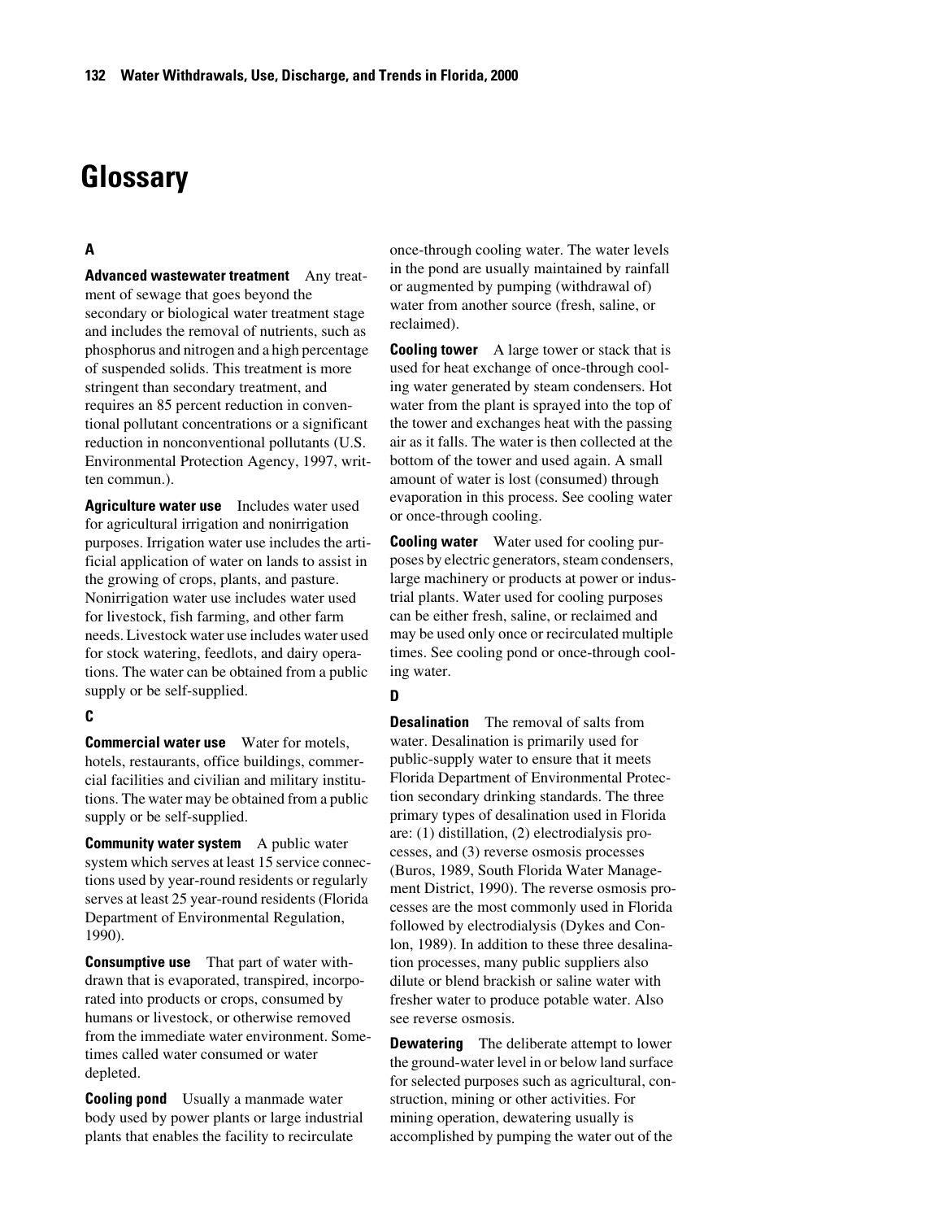# Glossary

### A

**Advanced wastewater treatment** Any treatment of sewage that goes beyond the secondary or biological water treatment stage and includes the removal of nutrients, such as phosphorus and nitrogen and a high percentage of suspended solids. This treatment is more stringent than secondary treatment, and requires an 85 percent reduction in conventional pollutant concentrations or a significant reduction in nonconventional pollutants (U.S. Environmental Protection Agency, 1997, written commun.).

**Agriculture water use** Includes water used for agricultural irrigation and nonirrigation purposes. Irrigation water use includes the artificial application of water on lands to assist in the growing of crops, plants, and pasture. Nonirrigation water use includes water used for livestock, fish farming, and other farm needs. Livestock water use includes water used for stock watering, feedlots, and dairy operations. The water can be obtained from a public supply or be self-supplied.

### C

**Commercial water use** Water for motels, hotels, restaurants, office buildings, commercial facilities and civilian and military institutions. The water may be obtained from a public supply or be self-supplied.

**Community water system** A public water system which serves at least 15 service connections used by year-round residents or regularly serves at least 25 year-round residents (Florida Department of Environmental Regulation, 1990).

**Consumptive use** That part of water withdrawn that is evaporated, transpired, incorporated into products or crops, consumed by humans or livestock, or otherwise removed from the immediate water environment. Sometimes called water consumed or water depleted.

**Cooling pond** Usually a manmade water body used by power plants or large industrial plants that enables the facility to recirculate once-through cooling water. The water levels in the pond are usually maintained by rainfall or augmented by pumping (withdrawal of) water from another source (fresh, saline, or reclaimed).

**Cooling tower** A large tower or stack that is used for heat exchange of once-through cooling water generated by steam condensers. Hot water from the plant is sprayed into the top of the tower and exchanges heat with the passing air as it falls. The water is then collected at the bottom of the tower and used again. A small amount of water is lost (consumed) through evaporation in this process. See cooling water or once-through cooling.

**Cooling water** Water used for cooling purposes by electric generators, steam condensers, large machinery or products at power or industrial plants. Water used for cooling purposes can be either fresh, saline, or reclaimed and may be used only once or recirculated multiple times. See cooling pond or once-through cooling water.

### D

**Desalination** The removal of salts from water. Desalination is primarily used for public-supply water to ensure that it meets Florida Department of Environmental Protection secondary drinking standards. The three primary types of desalination used in Florida are: (1) distillation, (2) electrodialysis processes, and (3) reverse osmosis processes (Buros, 1989, South Florida Water Management District, 1990). The reverse osmosis processes are the most commonly used in Florida followed by electrodialysis (Dykes and Conlon, 1989). In addition to these three desalination processes, many public suppliers also dilute or blend brackish or saline water with fresher water to produce potable water. Also see reverse osmosis.

**Dewatering** The deliberate attempt to lower the ground-water level in or below land surface for selected purposes such as agricultural, construction, mining or other activities. For mining operation, dewatering usually is accomplished by pumping the water out of the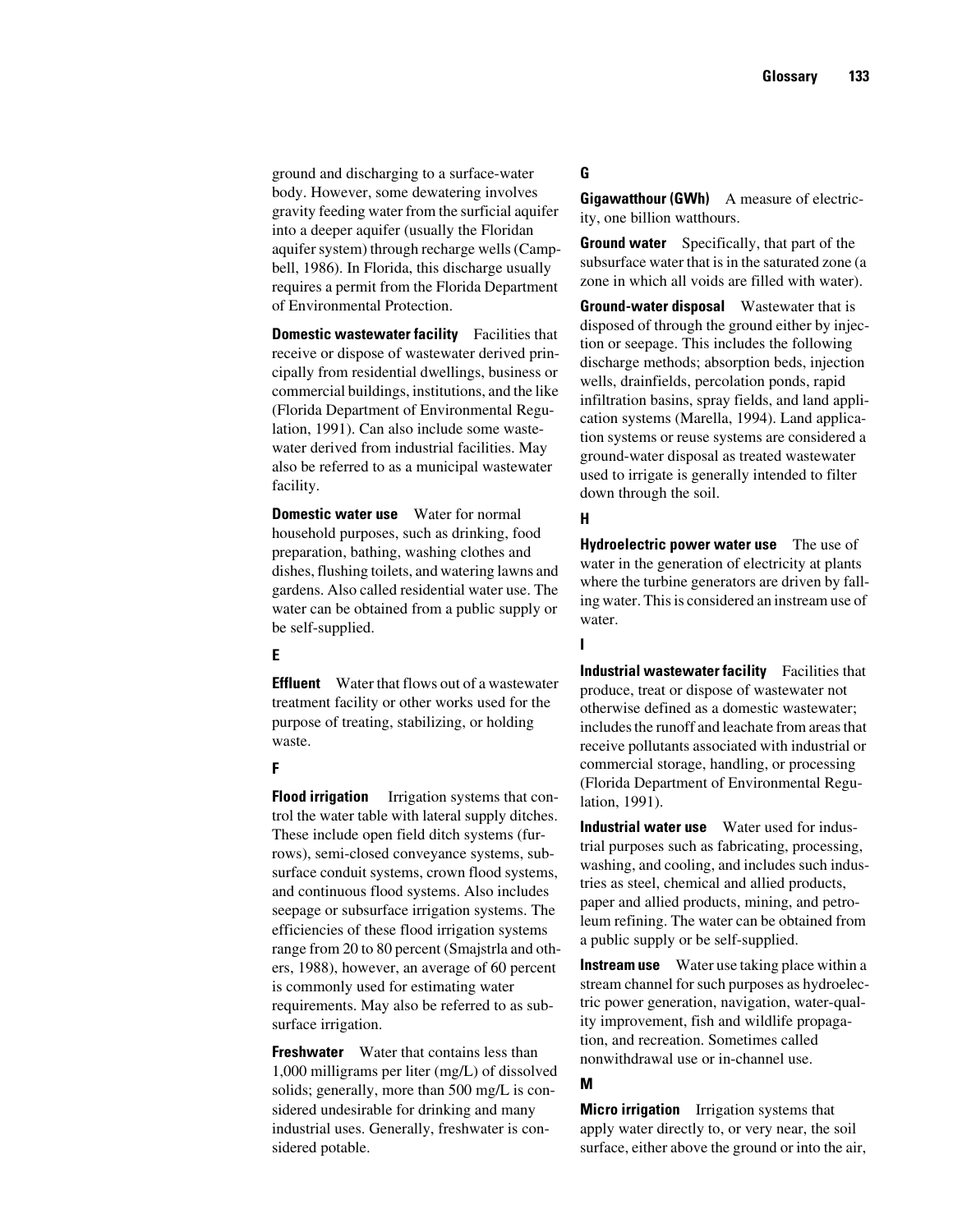ground and discharging to a surface-water body. However, some dewatering involves gravity feeding water from the surficial aquifer into a deeper aquifer (usually the Floridan aquifer system) through recharge wells (Campbell, 1986). In Florida, this discharge usually requires a permit from the Florida Department of Environmental Protection.

**Domestic wastewater facility** Facilities that receive or dispose of wastewater derived principally from residential dwellings, business or commercial buildings, institutions, and the like (Florida Department of Environmental Regulation, 1991). Can also include some wastewater derived from industrial facilities. May also be referred to as a municipal wastewater facility.

**Domestic water use** Water for normal household purposes, such as drinking, food preparation, bathing, washing clothes and dishes, flushing toilets, and watering lawns and gardens. Also called residential water use. The water can be obtained from a public supply or be self-supplied.

### E

**Effluent** Water that flows out of a wastewater treatment facility or other works used for the purpose of treating, stabilizing, or holding waste.

### F

**Flood irrigation** Irrigation systems that control the water table with lateral supply ditches. These include open field ditch systems (furrows), semi-closed conveyance systems, subsurface conduit systems, crown flood systems, and continuous flood systems. Also includes seepage or subsurface irrigation systems. The efficiencies of these flood irrigation systems range from 20 to 80 percent (Smajstrla and others, 1988), however, an average of 60 percent is commonly used for estimating water requirements. May also be referred to as subsurface irrigation.

**Freshwater** Water that contains less than 1,000 milligrams per liter (mg/L) of dissolved solids; generally, more than 500 mg/L is considered undesirable for drinking and many industrial uses. Generally, freshwater is considered potable.

### G

**Gigawatthour (GWh)** A measure of electricity, one billion watthours.

**Ground water** Specifically, that part of the subsurface water that is in the saturated zone (a zone in which all voids are filled with water).

**Ground-water disposal** Wastewater that is disposed of through the ground either by injection or seepage. This includes the following discharge methods; absorption beds, injection wells, drainfields, percolation ponds, rapid infiltration basins, spray fields, and land application systems (Marella, 1994). Land application systems or reuse systems are considered a ground-water disposal as treated wastewater used to irrigate is generally intended to filter down through the soil.

### H

**Hydroelectric power water use** The use of water in the generation of electricity at plants where the turbine generators are driven by falling water. This is considered an instream use of water.

### I

**Industrial wastewater facility** Facilities that produce, treat or dispose of wastewater not otherwise defined as a domestic wastewater; includes the runoff and leachate from areas that receive pollutants associated with industrial or commercial storage, handling, or processing (Florida Department of Environmental Regulation, 1991).

**Industrial water use** Water used for industrial purposes such as fabricating, processing, washing, and cooling, and includes such industries as steel, chemical and allied products, paper and allied products, mining, and petroleum refining. The water can be obtained from a public supply or be self-supplied.

**Instream use** Water use taking place within a stream channel for such purposes as hydroelectric power generation, navigation, water-quality improvement, fish and wildlife propagation, and recreation. Sometimes called nonwithdrawal use or in-channel use.

### M

**Micro irrigation** Irrigation systems that apply water directly to, or very near, the soil surface, either above the ground or into the air,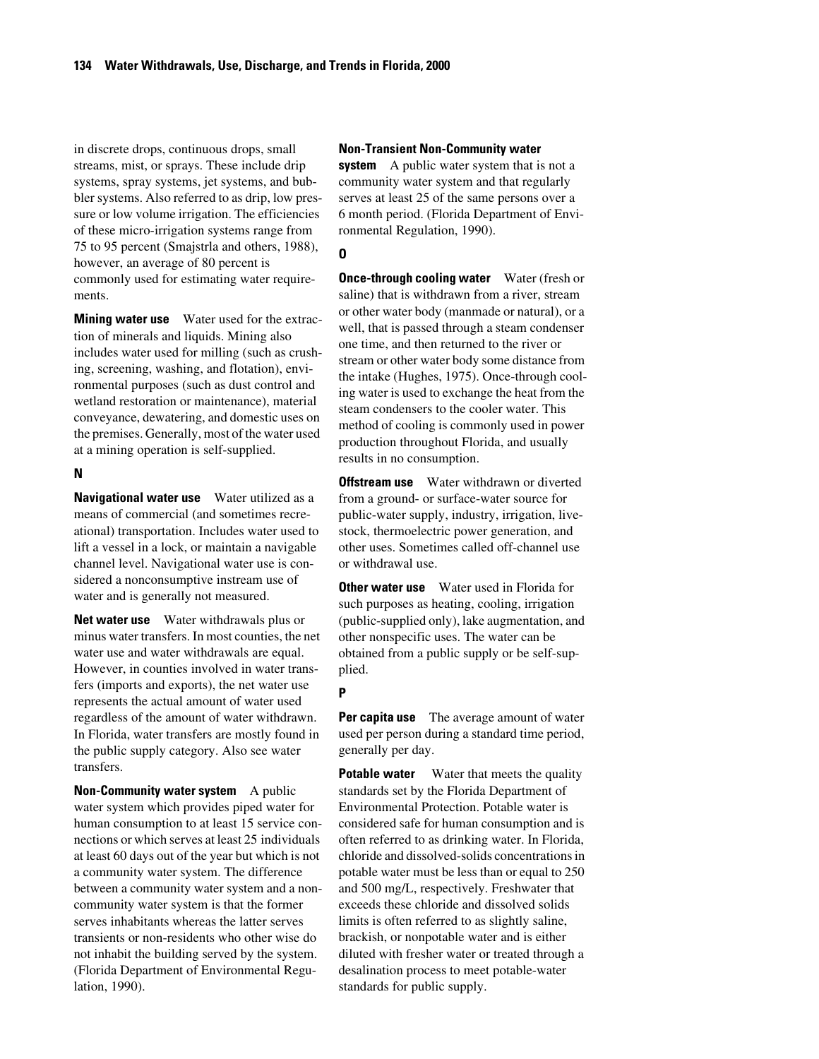in discrete drops, continuous drops, small streams, mist, or sprays. These include drip systems, spray systems, jet systems, and bubbler systems. Also referred to as drip, low pressure or low volume irrigation. The efficiencies of these micro-irrigation systems range from 75 to 95 percent (Smajstrla and others, 1988), however, an average of 80 percent is commonly used for estimating water requirements.

**Mining water use** Water used for the extraction of minerals and liquids. Mining also includes water used for milling (such as crushing, screening, washing, and flotation), environmental purposes (such as dust control and wetland restoration or maintenance), material conveyance, dewatering, and domestic uses on the premises. Generally, most of the water used at a mining operation is self-supplied.

### N

**Navigational water use** Water utilized as a means of commercial (and sometimes recreational) transportation. Includes water used to lift a vessel in a lock, or maintain a navigable channel level. Navigational water use is considered a nonconsumptive instream use of water and is generally not measured.

**Net water use** Water withdrawals plus or minus water transfers. In most counties, the net water use and water withdrawals are equal. However, in counties involved in water transfers (imports and exports), the net water use represents the actual amount of water used regardless of the amount of water withdrawn. In Florida, water transfers are mostly found in the public supply category. Also see water transfers.

**Non-Community water system** A public water system which provides piped water for human consumption to at least 15 service connections or which serves at least 25 individuals at least 60 days out of the year but which is not a community water system. The difference between a community water system and a non-community water system is that the former serves inhabitants whereas the latter serves transients or non-residents who other wise do not inhabit the building served by the system. (Florida Department of Environmental Regulation, 1990).

**Non-Transient Non-Community water system** A public water system that is not a community water system and that regularly serves at least 25 of the same persons over a 6 month period. (Florida Department of Environmental Regulation, 1990).

### O

**Once-through cooling water** Water (fresh or saline) that is withdrawn from a river, stream or other water body (manmade or natural), or a well, that is passed through a steam condenser one time, and then returned to the river or stream or other water body some distance from the intake (Hughes, 1975). Once-through cooling water is used to exchange the heat from the steam condensers to the cooler water. This method of cooling is commonly used in power production throughout Florida, and usually results in no consumption.

**Offstream use** Water withdrawn or diverted from a ground- or surface-water source for public-water supply, industry, irrigation, livestock, thermoelectric power generation, and other uses. Sometimes called off-channel use or withdrawal use.

**Other water use** Water used in Florida for such purposes as heating, cooling, irrigation (public-supplied only), lake augmentation, and other nonspecific uses. The water can be obtained from a public supply or be self-supplied.

### P

**Per capita use** The average amount of water used per person during a standard time period, generally per day.

**Potable water** Water that meets the quality standards set by the Florida Department of Environmental Protection. Potable water is considered safe for human consumption and is often referred to as drinking water. In Florida, chloride and dissolved-solids concentrations in potable water must be less than or equal to 250 and 500 mg/L, respectively. Freshwater that exceeds these chloride and dissolved solids limits is often referred to as slightly saline, brackish, or nonpotable water and is either diluted with fresher water or treated through a desalination process to meet potable-water standards for public supply.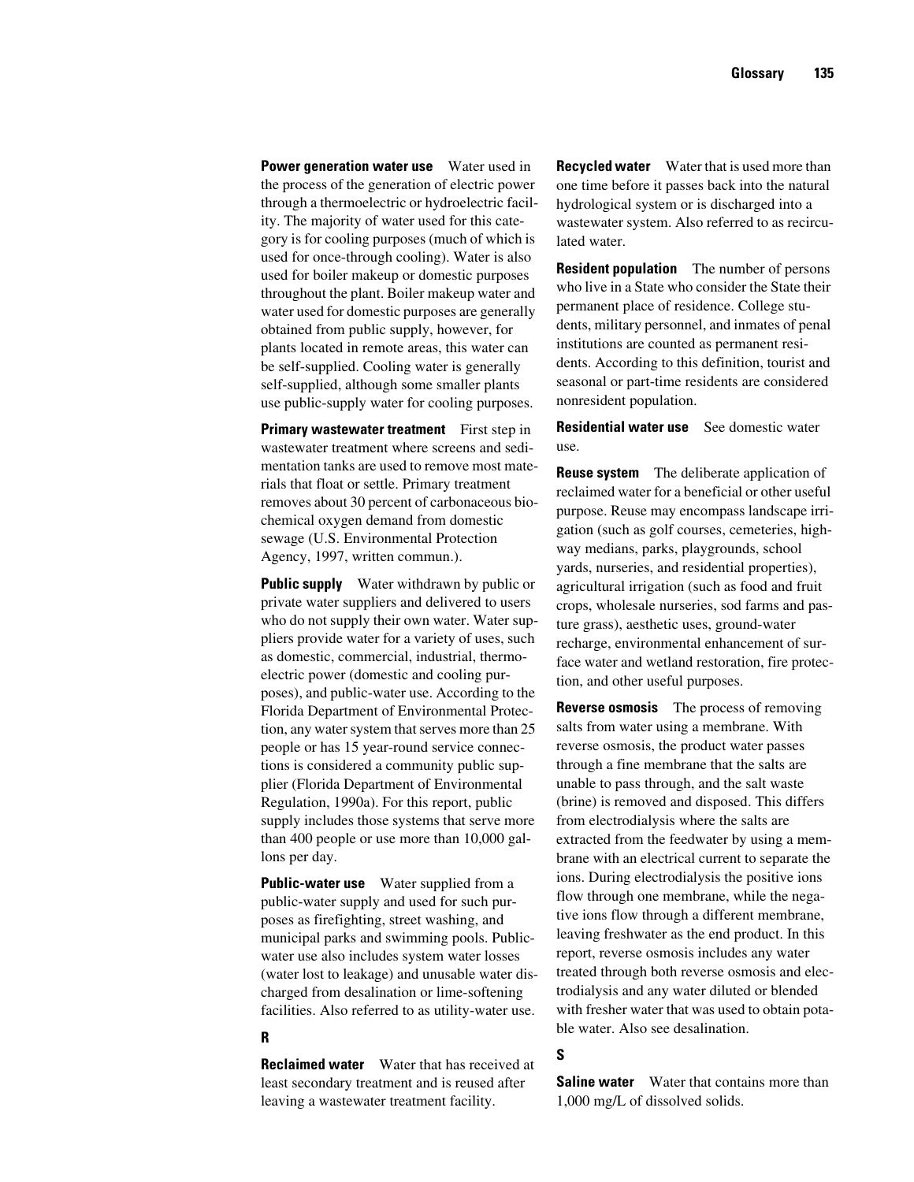**Power generation water use** Water used in the process of the generation of electric power through a thermoelectric or hydroelectric facility. The majority of water used for this category is for cooling purposes (much of which is used for once-through cooling). Water is also used for boiler makeup or domestic purposes throughout the plant. Boiler makeup water and water used for domestic purposes are generally obtained from public supply, however, for plants located in remote areas, this water can be self-supplied. Cooling water is generally self-supplied, although some smaller plants use public-supply water for cooling purposes.

**Primary wastewater treatment** First step in wastewater treatment where screens and sedimentation tanks are used to remove most materials that float or settle. Primary treatment removes about 30 percent of carbonaceous biochemical oxygen demand from domestic sewage (U.S. Environmental Protection Agency, 1997, written commun.).

**Public supply** Water withdrawn by public or private water suppliers and delivered to users who do not supply their own water. Water suppliers provide water for a variety of uses, such as domestic, commercial, industrial, thermoelectric power (domestic and cooling purposes), and public-water use. According to the Florida Department of Environmental Protection, any water system that serves more than 25 people or has 15 year-round service connections is considered a community public supplier (Florida Department of Environmental Regulation, 1990a). For this report, public supply includes those systems that serve more than 400 people or use more than 10,000 gallons per day.

**Public-water use** Water supplied from a public-water supply and used for such purposes as firefighting, street washing, and municipal parks and swimming pools. Public-water use also includes system water losses (water lost to leakage) and unusable water discharged from desalination or lime-softening facilities. Also referred to as utility-water use.

## R

**Reclaimed water** Water that has received at least secondary treatment and is reused after leaving a wastewater treatment facility.

**Recycled water** Water that is used more than one time before it passes back into the natural hydrological system or is discharged into a wastewater system. Also referred to as recirculated water.

**Resident population** The number of persons who live in a State who consider the State their permanent place of residence. College students, military personnel, and inmates of penal institutions are counted as permanent residents. According to this definition, tourist and seasonal or part-time residents are considered nonresident population.

**Residential water use** See domestic water use.

**Reuse system** The deliberate application of reclaimed water for a beneficial or other useful purpose. Reuse may encompass landscape irrigation (such as golf courses, cemeteries, highway medians, parks, playgrounds, school yards, nurseries, and residential properties), agricultural irrigation (such as food and fruit crops, wholesale nurseries, sod farms and pasture grass), aesthetic uses, ground-water recharge, environmental enhancement of surface water and wetland restoration, fire protection, and other useful purposes.

**Reverse osmosis** The process of removing salts from water using a membrane. With reverse osmosis, the product water passes through a fine membrane that the salts are unable to pass through, and the salt waste (brine) is removed and disposed. This differs from electrodialysis where the salts are extracted from the feedwater by using a membrane with an electrical current to separate the ions. During electrodialysis the positive ions flow through one membrane, while the negative ions flow through a different membrane, leaving freshwater as the end product. In this report, reverse osmosis includes any water treated through both reverse osmosis and electrodialysis and any water diluted or blended with fresher water that was used to obtain potable water. Also see desalination.

## S

**Saline water** Water that contains more than 1,000 mg/L of dissolved solids.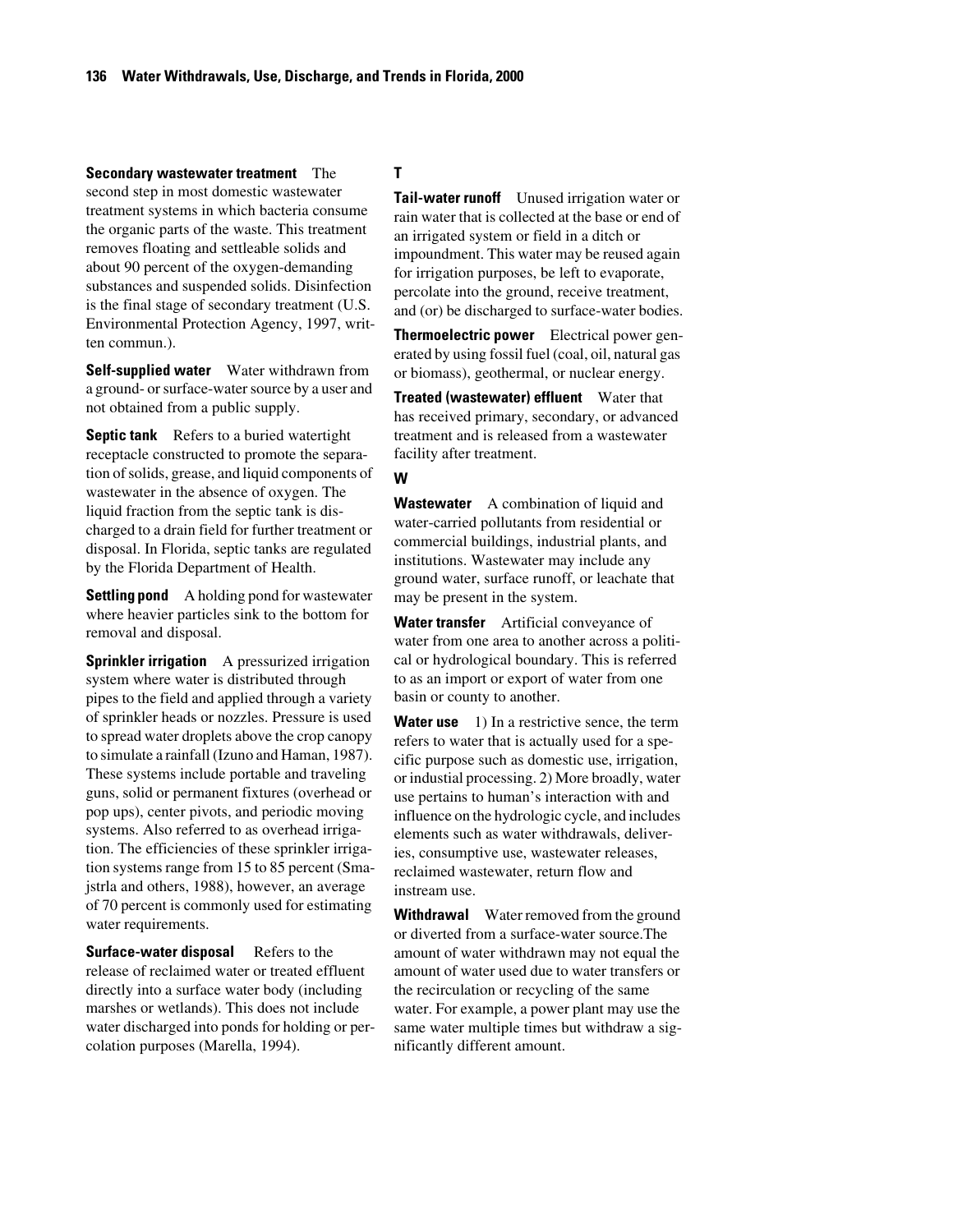**Secondary wastewater treatment** The second step in most domestic wastewater treatment systems in which bacteria consume the organic parts of the waste. This treatment removes floating and settleable solids and about 90 percent of the oxygen-demanding substances and suspended solids. Disinfection is the final stage of secondary treatment (U.S. Environmental Protection Agency, 1997, written commun.).

**Self-supplied water** Water withdrawn from a ground- or surface-water source by a user and not obtained from a public supply.

**Septic tank** Refers to a buried watertight receptacle constructed to promote the separation of solids, grease, and liquid components of wastewater in the absence of oxygen. The liquid fraction from the septic tank is discharged to a drain field for further treatment or disposal. In Florida, septic tanks are regulated by the Florida Department of Health.

**Settling pond** A holding pond for wastewater where heavier particles sink to the bottom for removal and disposal.

**Sprinkler irrigation** A pressurized irrigation system where water is distributed through pipes to the field and applied through a variety of sprinkler heads or nozzles. Pressure is used to spread water droplets above the crop canopy to simulate a rainfall (Izuno and Haman, 1987). These systems include portable and traveling guns, solid or permanent fixtures (overhead or pop ups), center pivots, and periodic moving systems. Also referred to as overhead irrigation. The efficiencies of these sprinkler irrigation systems range from 15 to 85 percent (Smajstrla and others, 1988), however, an average of 70 percent is commonly used for estimating water requirements.

**Surface-water disposal** Refers to the release of reclaimed water or treated effluent directly into a surface water body (including marshes or wetlands). This does not include water discharged into ponds for holding or percolation purposes (Marella, 1994).

## T

**Tail-water runoff** Unused irrigation water or rain water that is collected at the base or end of an irrigated system or field in a ditch or impoundment. This water may be reused again for irrigation purposes, be left to evaporate, percolate into the ground, receive treatment, and (or) be discharged to surface-water bodies.

**Thermoelectric power** Electrical power generated by using fossil fuel (coal, oil, natural gas or biomass), geothermal, or nuclear energy.

**Treated (wastewater) effluent** Water that has received primary, secondary, or advanced treatment and is released from a wastewater facility after treatment.

## W

**Wastewater** A combination of liquid and water-carried pollutants from residential or commercial buildings, industrial plants, and institutions. Wastewater may include any ground water, surface runoff, or leachate that may be present in the system.

**Water transfer** Artificial conveyance of water from one area to another across a political or hydrological boundary. This is referred to as an import or export of water from one basin or county to another.

**Water use** 1) In a restrictive sence, the term refers to water that is actually used for a specific purpose such as domestic use, irrigation, or industial processing. 2) More broadly, water use pertains to human's interaction with and influence on the hydrologic cycle, and includes elements such as water withdrawals, deliveries, consumptive use, wastewater releases, reclaimed wastewater, return flow and instream use.

**Withdrawal** Water removed from the ground or diverted from a surface-water source.The amount of water withdrawn may not equal the amount of water used due to water transfers or the recirculation or recycling of the same water. For example, a power plant may use the same water multiple times but withdraw a significantly different amount.